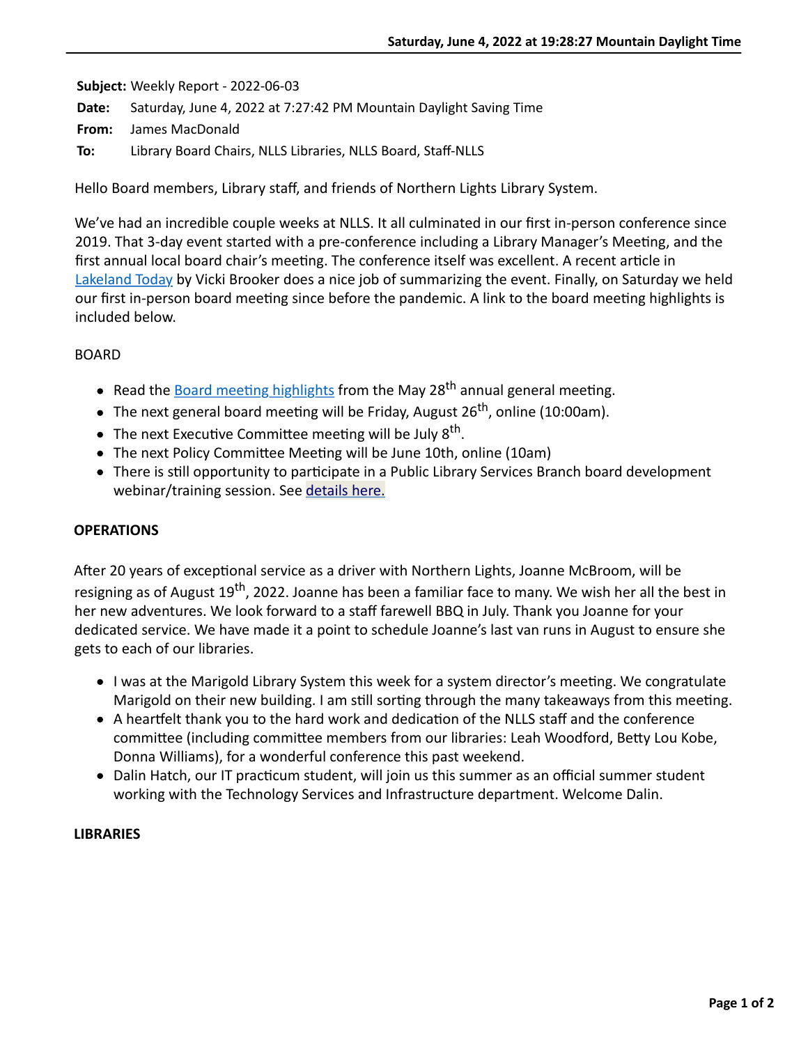**Subject:** Weekly Report - 2022-06-03

**Date:** Saturday, June 4, 2022 at 7:27:42 PM Mountain Daylight Saving Time

**From:** James MacDonald

**To:** Library Board Chairs, NLLS Libraries, NLLS Board, Staff-NLLS

Hello Board members, Library staff, and friends of Northern Lights Library System.

We've had an incredible couple weeks at NLLS. It all culminated in our first in-person conference since 2019. That 3-day event started with a pre-conference including a Library Manager's Meeting, and the first annual local board chair's meeting. The conference itself was excellent. A recent article in Lakeland Today by Vicki Brooker does a nice job of summarizing the event. Finally, on Saturday we held our first in-person board meeting since before the pandemic. A link to the board meeting highlights is included below.

BOARD

- Read the Board meeting highlights from the May 28th annual general meeting.
- The next general board meeting will be Friday, August 26th, online (10:00am).
- The next Executive Committee meeting will be July 8th.
- The next Policy Committee Meeting will be June 10th, online (10am)
- There is still opportunity to participate in a Public Library Services Branch board development webinar/training session. See details here.

**OPERATIONS**

After 20 years of exceptional service as a driver with Northern Lights, Joanne McBroom, will be resigning as of August 19th, 2022. Joanne has been a familiar face to many. We wish her all the best in her new adventures. We look forward to a staff farewell BBQ in July. Thank you Joanne for your dedicated service. We have made it a point to schedule Joanne's last van runs in August to ensure she gets to each of our libraries.

- I was at the Marigold Library System this week for a system director's meeting. We congratulate Marigold on their new building. I am still sorting through the many takeaways from this meeting.
- A heartfelt thank you to the hard work and dedication of the NLLS staff and the conference committee (including committee members from our libraries: Leah Woodford, Betty Lou Kobe, Donna Williams), for a wonderful conference this past weekend.
- Dalin Hatch, our IT practicum student, will join us this summer as an official summer student working with the Technology Services and Infrastructure department. Welcome Dalin.

**LIBRARIES**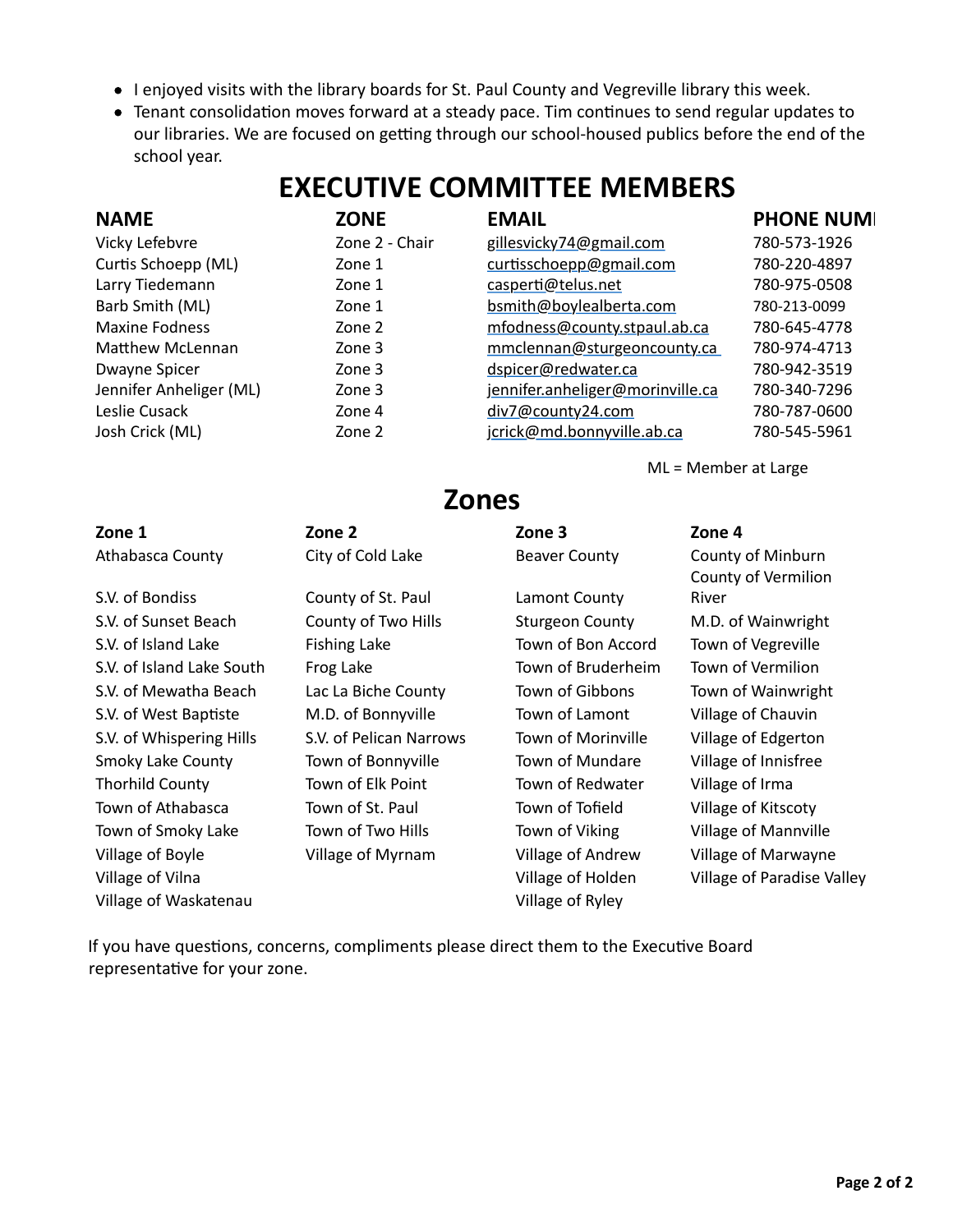- I enjoyed visits with the library boards for St. Paul County and Vegreville library this week.
- Tenant consolidation moves forward at a steady pace. Tim continues to send regular updates to our libraries. We are focused on getting through our school-housed publics before the end of the school year.

# EXECUTIVE COMMITTEE MEMBERS

| NAME | ZONE | EMAIL | PHONE NUMI |
|---|---|---|---|
| Vicky Lefebvre | Zone 2 - Chair | gillesvicky74@gmail.com | 780-573-1926 |
| Curtis Schoepp (ML) | Zone 1 | curtisschoepp@gmail.com | 780-220-4897 |
| Larry Tiedemann | Zone 1 | casperti@telus.net | 780-975-0508 |
| Barb Smith (ML) | Zone 1 | bsmith@boylealberta.com | 780-213-0099 |
| Maxine Fodness | Zone 2 | mfodness@county.stpaul.ab.ca | 780-645-4778 |
| Matthew McLennan | Zone 3 | mmclennan@sturgeoncounty.ca | 780-974-4713 |
| Dwayne Spicer | Zone 3 | dspicer@redwater.ca | 780-942-3519 |
| Jennifer Anheliger (ML) | Zone 3 | jennifer.anheliger@morinville.ca | 780-340-7296 |
| Leslie Cusack | Zone 4 | div7@county24.com | 780-787-0600 |
| Josh Crick (ML) | Zone 2 | jcrick@md.bonnyville.ab.ca | 780-545-5961 |

ML = Member at Large

# Zones

| Zone 1 | Zone 2 | Zone 3 | Zone 4 |
|---|---|---|---|
| Athabasca County | City of Cold Lake | Beaver County | County of Minburn |
| S.V. of Bondiss | County of St. Paul | Lamont County | County of Vermilion River |
| S.V. of Sunset Beach | County of Two Hills | Sturgeon County | M.D. of Wainwright |
| S.V. of Island Lake | Fishing Lake | Town of Bon Accord | Town of Vegreville |
| S.V. of Island Lake South | Frog Lake | Town of Bruderheim | Town of Vermilion |
| S.V. of Mewatha Beach | Lac La Biche County | Town of Gibbons | Town of Wainwright |
| S.V. of West Baptiste | M.D. of Bonnyville | Town of Lamont | Village of Chauvin |
| S.V. of Whispering Hills | S.V. of Pelican Narrows | Town of Morinville | Village of Edgerton |
| Smoky Lake County | Town of Bonnyville | Town of Mundare | Village of Innisfree |
| Thorhild County | Town of Elk Point | Town of Redwater | Village of Irma |
| Town of Athabasca | Town of St. Paul | Town of Tofield | Village of Kitscoty |
| Town of Smoky Lake | Town of Two Hills | Town of Viking | Village of Mannville |
| Village of Boyle | Village of Myrnam | Village of Andrew | Village of Marwayne |
| Village of Vilna | | Village of Holden | Village of Paradise Valley |
| Village of Waskatenau | | Village of Ryley | |

If you have questions, concerns, compliments please direct them to the Executive Board representative for your zone.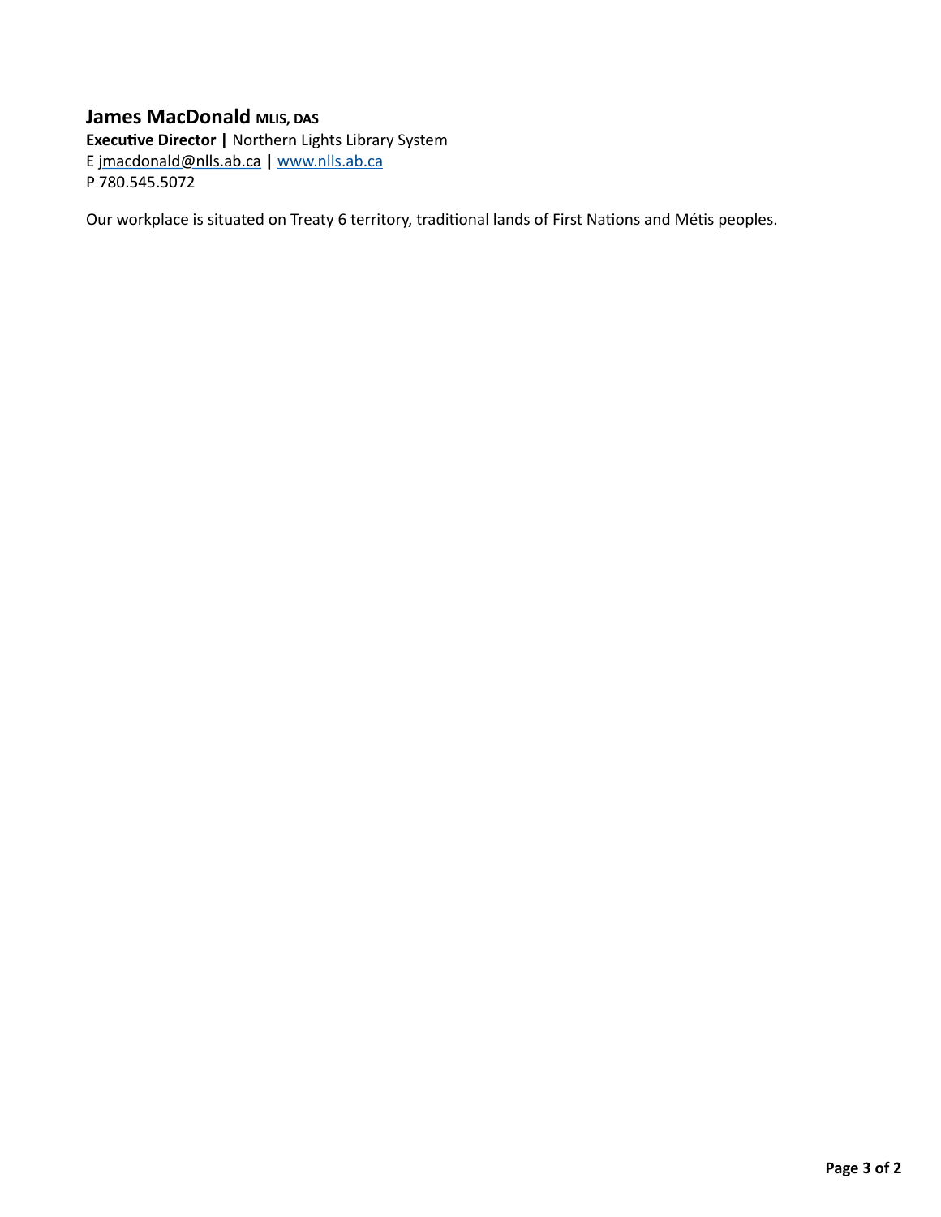**James MacDonald** **MLIS, DAS**
**Executive Director |** Northern Lights Library System
E jmacdonald@nlls.ab.ca **|** www.nlls.ab.ca
P 780.545.5072

Our workplace is situated on Treaty 6 territory, traditional lands of First Nations and Métis peoples.